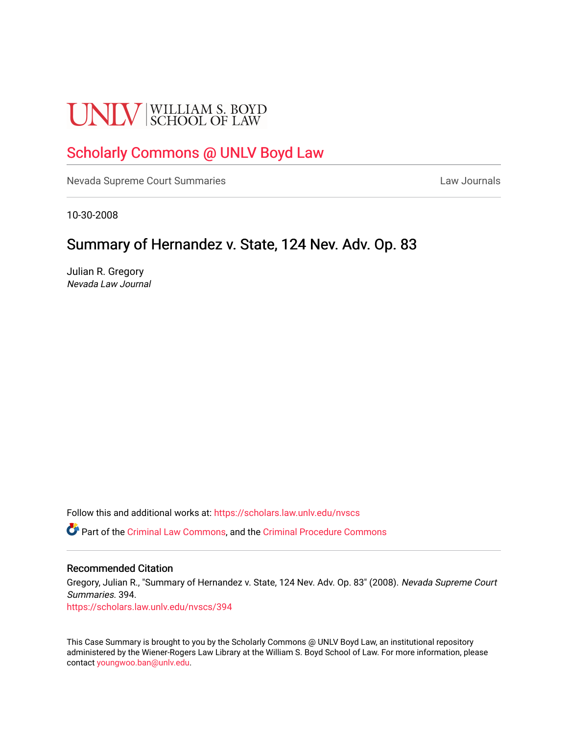UNLV | WILLIAM S. BOYD SCHOOL OF LAW

# Scholarly Commons @ UNLV Boyd Law

Nevada Supreme Court Summaries

Law Journals

10-30-2008

## Summary of Hernandez v. State, 124 Nev. Adv. Op. 83

Julian R. Gregory
*Nevada Law Journal*

Follow this and additional works at: https://scholars.law.unlv.edu/nvscs

Part of the Criminal Law Commons, and the Criminal Procedure Commons

### Recommended Citation

Gregory, Julian R., "Summary of Hernandez v. State, 124 Nev. Adv. Op. 83" (2008). *Nevada Supreme Court Summaries*. 394.
https://scholars.law.unlv.edu/nvscs/394

This Case Summary is brought to you by the Scholarly Commons @ UNLV Boyd Law, an institutional repository administered by the Wiener-Rogers Law Library at the William S. Boyd School of Law. For more information, please contact youngwoo.ban@unlv.edu.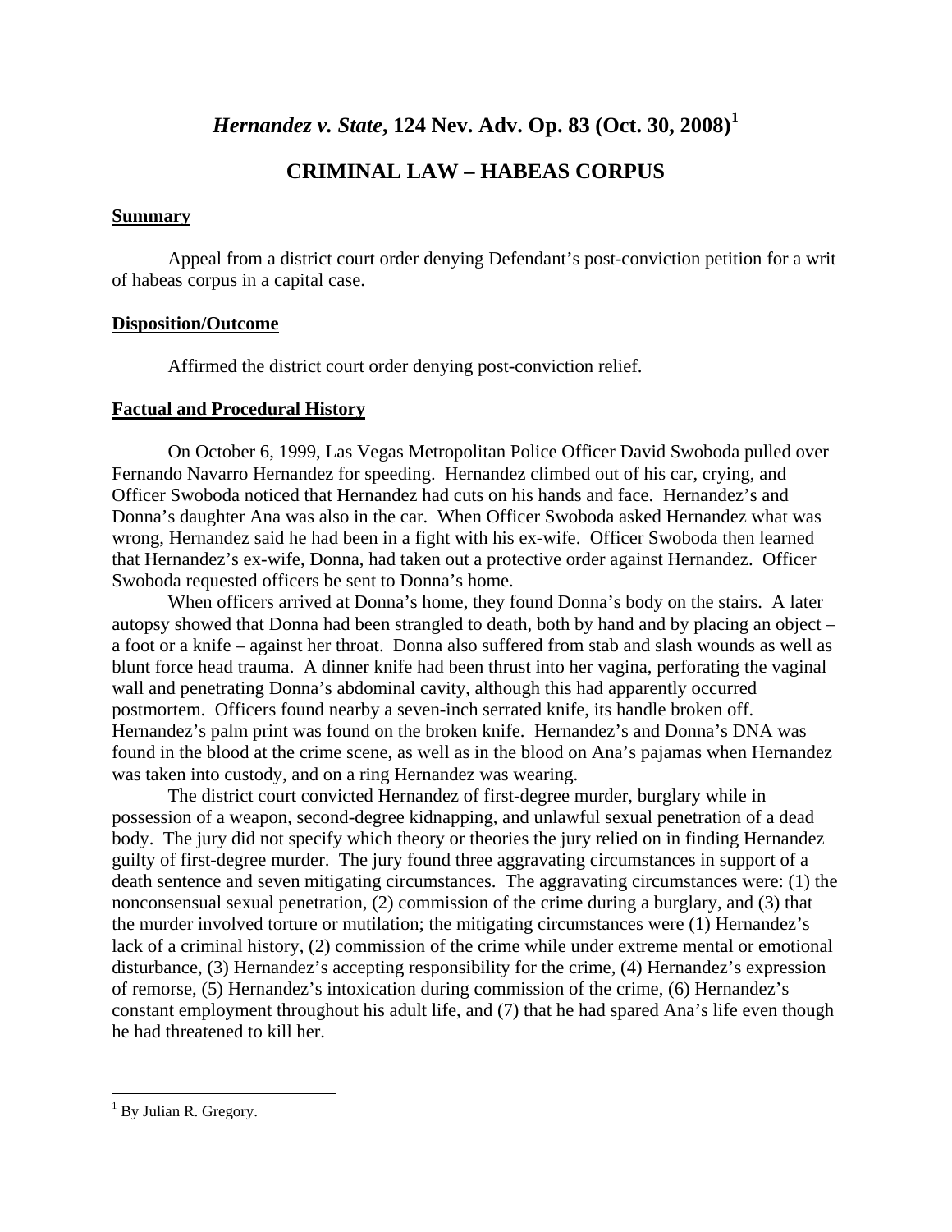# *Hernandez v. State*, 124 Nev. Adv. Op. 83 (Oct. 30, 2008)[1]

## CRIMINAL LAW – HABEAS CORPUS

**Summary**

Appeal from a district court order denying Defendant's post-conviction petition for a writ of habeas corpus in a capital case.

**Disposition/Outcome**

Affirmed the district court order denying post-conviction relief.

**Factual and Procedural History**

On October 6, 1999, Las Vegas Metropolitan Police Officer David Swoboda pulled over Fernando Navarro Hernandez for speeding. Hernandez climbed out of his car, crying, and Officer Swoboda noticed that Hernandez had cuts on his hands and face. Hernandez's and Donna's daughter Ana was also in the car. When Officer Swoboda asked Hernandez what was wrong, Hernandez said he had been in a fight with his ex-wife. Officer Swoboda then learned that Hernandez's ex-wife, Donna, had taken out a protective order against Hernandez. Officer Swoboda requested officers be sent to Donna's home.

When officers arrived at Donna's home, they found Donna's body on the stairs. A later autopsy showed that Donna had been strangled to death, both by hand and by placing an object – a foot or a knife – against her throat. Donna also suffered from stab and slash wounds as well as blunt force head trauma. A dinner knife had been thrust into her vagina, perforating the vaginal wall and penetrating Donna's abdominal cavity, although this had apparently occurred postmortem. Officers found nearby a seven-inch serrated knife, its handle broken off. Hernandez's palm print was found on the broken knife. Hernandez's and Donna's DNA was found in the blood at the crime scene, as well as in the blood on Ana's pajamas when Hernandez was taken into custody, and on a ring Hernandez was wearing.

The district court convicted Hernandez of first-degree murder, burglary while in possession of a weapon, second-degree kidnapping, and unlawful sexual penetration of a dead body. The jury did not specify which theory or theories the jury relied on in finding Hernandez guilty of first-degree murder. The jury found three aggravating circumstances in support of a death sentence and seven mitigating circumstances. The aggravating circumstances were: (1) the nonconsensual sexual penetration, (2) commission of the crime during a burglary, and (3) that the murder involved torture or mutilation; the mitigating circumstances were (1) Hernandez's lack of a criminal history, (2) commission of the crime while under extreme mental or emotional disturbance, (3) Hernandez's accepting responsibility for the crime, (4) Hernandez's expression of remorse, (5) Hernandez's intoxication during commission of the crime, (6) Hernandez's constant employment throughout his adult life, and (7) that he had spared Ana's life even though he had threatened to kill her.

---

[1] By Julian R. Gregory.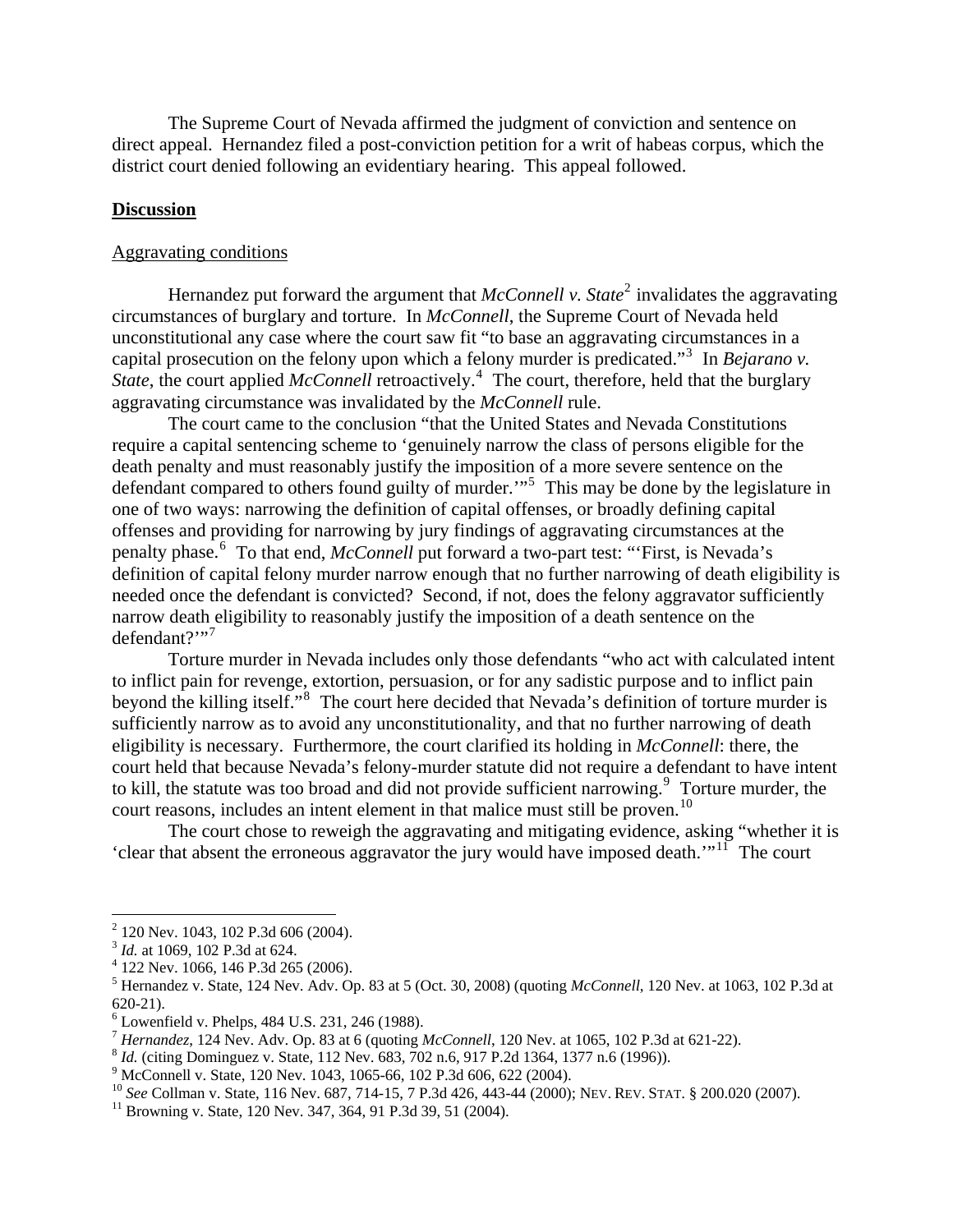The Supreme Court of Nevada affirmed the judgment of conviction and sentence on direct appeal. Hernandez filed a post-conviction petition for a writ of habeas corpus, which the district court denied following an evidentiary hearing. This appeal followed.

## **Discussion**

### Aggravating conditions

Hernandez put forward the argument that *McConnell v. State*[2] invalidates the aggravating circumstances of burglary and torture. In *McConnell*, the Supreme Court of Nevada held unconstitutional any case where the court saw fit "to base an aggravating circumstances in a capital prosecution on the felony upon which a felony murder is predicated."[3] In *Bejarano v. State*, the court applied *McConnell* retroactively.[4] The court, therefore, held that the burglary aggravating circumstance was invalidated by the *McConnell* rule.

The court came to the conclusion "that the United States and Nevada Constitutions require a capital sentencing scheme to 'genuinely narrow the class of persons eligible for the death penalty and must reasonably justify the imposition of a more severe sentence on the defendant compared to others found guilty of murder.'"[5] This may be done by the legislature in one of two ways: narrowing the definition of capital offenses, or broadly defining capital offenses and providing for narrowing by jury findings of aggravating circumstances at the penalty phase.[6] To that end, *McConnell* put forward a two-part test: "'First, is Nevada's definition of capital felony murder narrow enough that no further narrowing of death eligibility is needed once the defendant is convicted? Second, if not, does the felony aggravator sufficiently narrow death eligibility to reasonably justify the imposition of a death sentence on the defendant?'"[7]

Torture murder in Nevada includes only those defendants "who act with calculated intent to inflict pain for revenge, extortion, persuasion, or for any sadistic purpose and to inflict pain beyond the killing itself."[8] The court here decided that Nevada's definition of torture murder is sufficiently narrow as to avoid any unconstitutionality, and that no further narrowing of death eligibility is necessary. Furthermore, the court clarified its holding in *McConnell*: there, the court held that because Nevada's felony-murder statute did not require a defendant to have intent to kill, the statute was too broad and did not provide sufficient narrowing.[9] Torture murder, the court reasons, includes an intent element in that malice must still be proven.[10]

The court chose to reweigh the aggravating and mitigating evidence, asking "whether it is 'clear that absent the erroneous aggravator the jury would have imposed death.'"[11] The court

---

[2] 120 Nev. 1043, 102 P.3d 606 (2004).

[3] *Id.* at 1069, 102 P.3d at 624.

[4] 122 Nev. 1066, 146 P.3d 265 (2006).

[5] Hernandez v. State, 124 Nev. Adv. Op. 83 at 5 (Oct. 30, 2008) (quoting *McConnell*, 120 Nev. at 1063, 102 P.3d at 620-21).

[6] Lowenfield v. Phelps, 484 U.S. 231, 246 (1988).

[7] *Hernandez*, 124 Nev. Adv. Op. 83 at 6 (quoting *McConnell*, 120 Nev. at 1065, 102 P.3d at 621-22).

[8] *Id.* (citing Dominguez v. State, 112 Nev. 683, 702 n.6, 917 P.2d 1364, 1377 n.6 (1996)).

[9] McConnell v. State, 120 Nev. 1043, 1065-66, 102 P.3d 606, 622 (2004).

[10] *See* Collman v. State, 116 Nev. 687, 714-15, 7 P.3d 426, 443-44 (2000); NEV. REV. STAT. § 200.020 (2007).

[11] Browning v. State, 120 Nev. 347, 364, 91 P.3d 39, 51 (2004).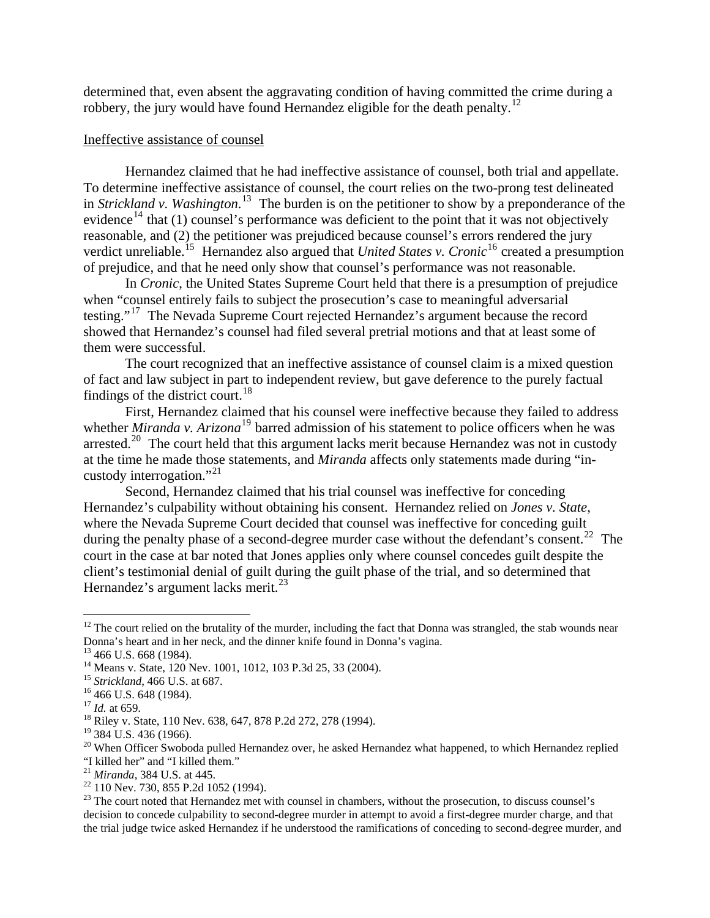determined that, even absent the aggravating condition of having committed the crime during a robbery, the jury would have found Hernandez eligible for the death penalty.[12]

Ineffective assistance of counsel

Hernandez claimed that he had ineffective assistance of counsel, both trial and appellate. To determine ineffective assistance of counsel, the court relies on the two-prong test delineated in *Strickland v. Washington*.[13] The burden is on the petitioner to show by a preponderance of the evidence[14] that (1) counsel's performance was deficient to the point that it was not objectively reasonable, and (2) the petitioner was prejudiced because counsel's errors rendered the jury verdict unreliable.[15] Hernandez also argued that *United States v. Cronic*[16] created a presumption of prejudice, and that he need only show that counsel's performance was not reasonable.

In *Cronic*, the United States Supreme Court held that there is a presumption of prejudice when "counsel entirely fails to subject the prosecution's case to meaningful adversarial testing."[17] The Nevada Supreme Court rejected Hernandez's argument because the record showed that Hernandez's counsel had filed several pretrial motions and that at least some of them were successful.

The court recognized that an ineffective assistance of counsel claim is a mixed question of fact and law subject in part to independent review, but gave deference to the purely factual findings of the district court.[18]

First, Hernandez claimed that his counsel were ineffective because they failed to address whether *Miranda v. Arizona*[19] barred admission of his statement to police officers when he was arrested.[20] The court held that this argument lacks merit because Hernandez was not in custody at the time he made those statements, and *Miranda* affects only statements made during "in-custody interrogation."[21]

Second, Hernandez claimed that his trial counsel was ineffective for conceding Hernandez's culpability without obtaining his consent. Hernandez relied on *Jones v. State*, where the Nevada Supreme Court decided that counsel was ineffective for conceding guilt during the penalty phase of a second-degree murder case without the defendant's consent.[22] The court in the case at bar noted that Jones applies only where counsel concedes guilt despite the client's testimonial denial of guilt during the guilt phase of the trial, and so determined that Hernandez's argument lacks merit.[23]

---

[12] The court relied on the brutality of the murder, including the fact that Donna was strangled, the stab wounds near Donna's heart and in her neck, and the dinner knife found in Donna's vagina.

[13] 466 U.S. 668 (1984).

[14] Means v. State, 120 Nev. 1001, 1012, 103 P.3d 25, 33 (2004).

[15] *Strickland*, 466 U.S. at 687.

[16] 466 U.S. 648 (1984).

[17] *Id.* at 659.

[18] Riley v. State, 110 Nev. 638, 647, 878 P.2d 272, 278 (1994).

[19] 384 U.S. 436 (1966).

[20] When Officer Swoboda pulled Hernandez over, he asked Hernandez what happened, to which Hernandez replied "I killed her" and "I killed them."

[21] *Miranda*, 384 U.S. at 445.

[22] 110 Nev. 730, 855 P.2d 1052 (1994).

[23] The court noted that Hernandez met with counsel in chambers, without the prosecution, to discuss counsel's decision to concede culpability to second-degree murder in attempt to avoid a first-degree murder charge, and that the trial judge twice asked Hernandez if he understood the ramifications of conceding to second-degree murder, and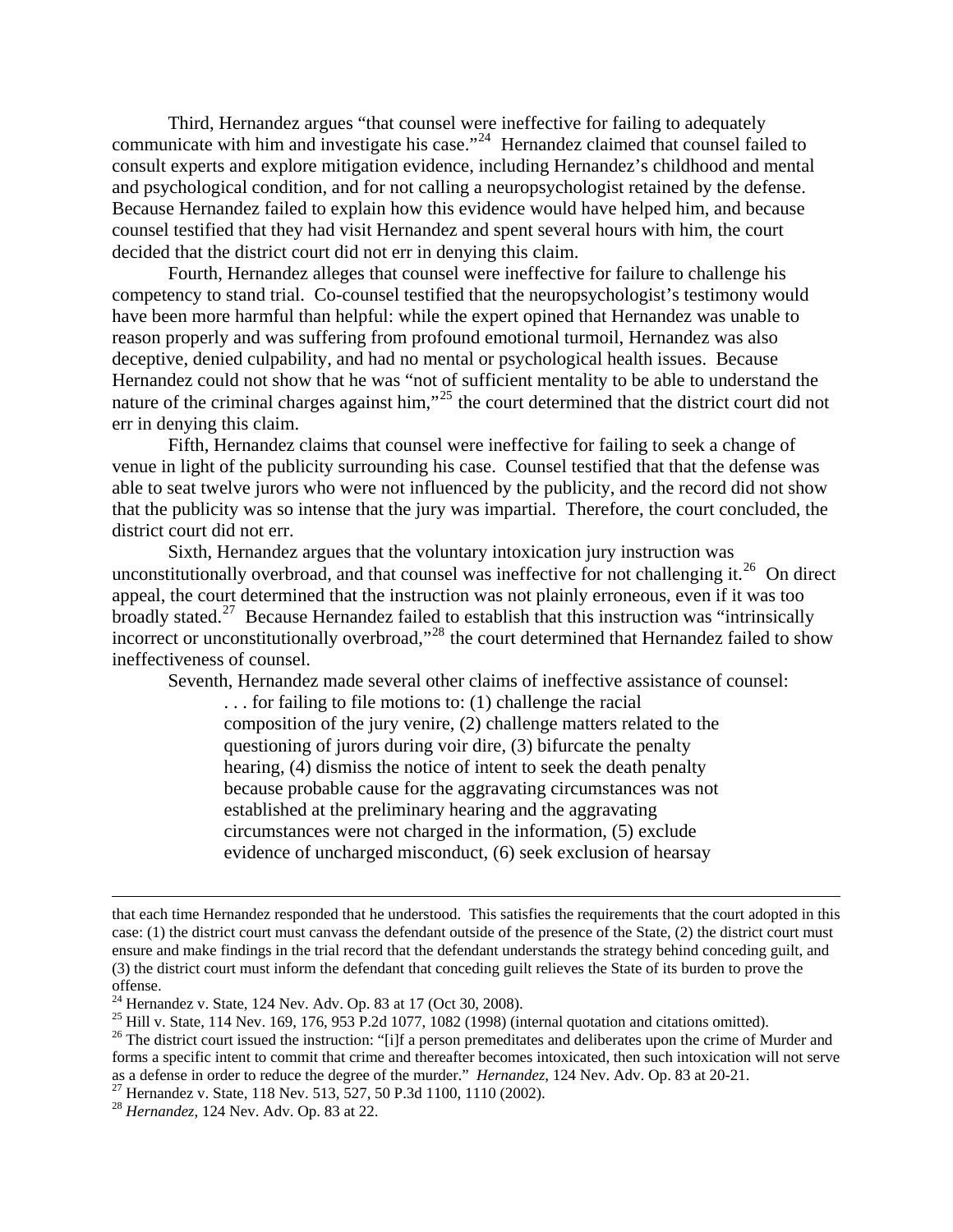Third, Hernandez argues "that counsel were ineffective for failing to adequately communicate with him and investigate his case."[24] Hernandez claimed that counsel failed to consult experts and explore mitigation evidence, including Hernandez's childhood and mental and psychological condition, and for not calling a neuropsychologist retained by the defense. Because Hernandez failed to explain how this evidence would have helped him, and because counsel testified that they had visit Hernandez and spent several hours with him, the court decided that the district court did not err in denying this claim.

Fourth, Hernandez alleges that counsel were ineffective for failure to challenge his competency to stand trial. Co-counsel testified that the neuropsychologist's testimony would have been more harmful than helpful: while the expert opined that Hernandez was unable to reason properly and was suffering from profound emotional turmoil, Hernandez was also deceptive, denied culpability, and had no mental or psychological health issues. Because Hernandez could not show that he was "not of sufficient mentality to be able to understand the nature of the criminal charges against him,"[25] the court determined that the district court did not err in denying this claim.

Fifth, Hernandez claims that counsel were ineffective for failing to seek a change of venue in light of the publicity surrounding his case. Counsel testified that that the defense was able to seat twelve jurors who were not influenced by the publicity, and the record did not show that the publicity was so intense that the jury was impartial. Therefore, the court concluded, the district court did not err.

Sixth, Hernandez argues that the voluntary intoxication jury instruction was unconstitutionally overbroad, and that counsel was ineffective for not challenging it.[26] On direct appeal, the court determined that the instruction was not plainly erroneous, even if it was too broadly stated.[27] Because Hernandez failed to establish that this instruction was "intrinsically incorrect or unconstitutionally overbroad,"[28] the court determined that Hernandez failed to show ineffectiveness of counsel.

Seventh, Hernandez made several other claims of ineffective assistance of counsel:

> . . . for failing to file motions to: (1) challenge the racial composition of the jury venire, (2) challenge matters related to the questioning of jurors during voir dire, (3) bifurcate the penalty hearing, (4) dismiss the notice of intent to seek the death penalty because probable cause for the aggravating circumstances was not established at the preliminary hearing and the aggravating circumstances were not charged in the information, (5) exclude evidence of uncharged misconduct, (6) seek exclusion of hearsay

---

that each time Hernandez responded that he understood. This satisfies the requirements that the court adopted in this case: (1) the district court must canvass the defendant outside of the presence of the State, (2) the district court must ensure and make findings in the trial record that the defendant understands the strategy behind conceding guilt, and (3) the district court must inform the defendant that conceding guilt relieves the State of its burden to prove the offense.

[24] Hernandez v. State, 124 Nev. Adv. Op. 83 at 17 (Oct 30, 2008).

[25] Hill v. State, 114 Nev. 169, 176, 953 P.2d 1077, 1082 (1998) (internal quotation and citations omitted).

[26] The district court issued the instruction: "[i]f a person premeditates and deliberates upon the crime of Murder and forms a specific intent to commit that crime and thereafter becomes intoxicated, then such intoxication will not serve as a defense in order to reduce the degree of the murder." *Hernandez*, 124 Nev. Adv. Op. 83 at 20-21.

[27] Hernandez v. State, 118 Nev. 513, 527, 50 P.3d 1100, 1110 (2002).

[28] *Hernandez*, 124 Nev. Adv. Op. 83 at 22.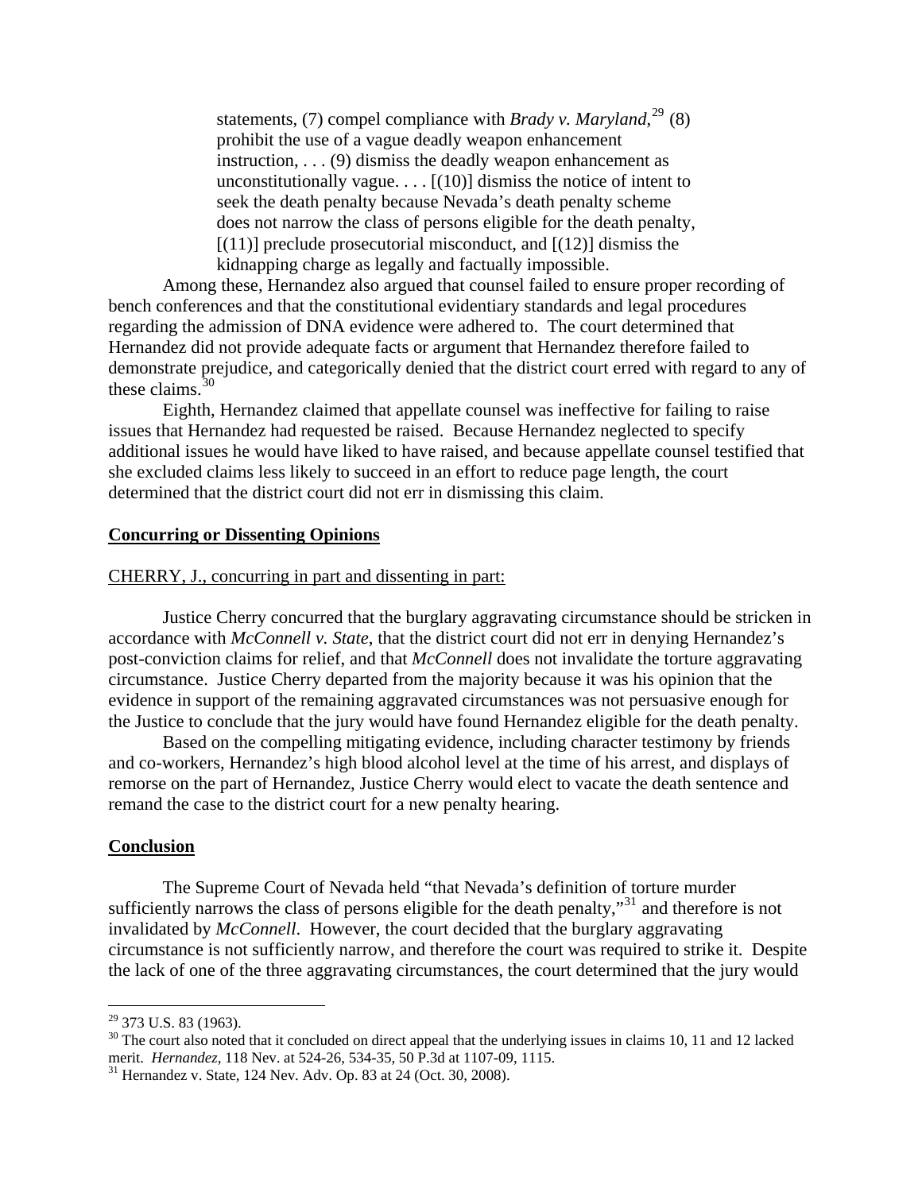> statements, (7) compel compliance with *Brady v. Maryland*,[29] (8) prohibit the use of a vague deadly weapon enhancement instruction, . . . (9) dismiss the deadly weapon enhancement as unconstitutionally vague. . . . [(10)] dismiss the notice of intent to seek the death penalty because Nevada's death penalty scheme does not narrow the class of persons eligible for the death penalty, [(11)] preclude prosecutorial misconduct, and [(12)] dismiss the kidnapping charge as legally and factually impossible.

Among these, Hernandez also argued that counsel failed to ensure proper recording of bench conferences and that the constitutional evidentiary standards and legal procedures regarding the admission of DNA evidence were adhered to. The court determined that Hernandez did not provide adequate facts or argument that Hernandez therefore failed to demonstrate prejudice, and categorically denied that the district court erred with regard to any of these claims.[30]

Eighth, Hernandez claimed that appellate counsel was ineffective for failing to raise issues that Hernandez had requested be raised. Because Hernandez neglected to specify additional issues he would have liked to have raised, and because appellate counsel testified that she excluded claims less likely to succeed in an effort to reduce page length, the court determined that the district court did not err in dismissing this claim.

**Concurring or Dissenting Opinions**

CHERRY, J., concurring in part and dissenting in part:

Justice Cherry concurred that the burglary aggravating circumstance should be stricken in accordance with *McConnell v. State*, that the district court did not err in denying Hernandez's post-conviction claims for relief, and that *McConnell* does not invalidate the torture aggravating circumstance. Justice Cherry departed from the majority because it was his opinion that the evidence in support of the remaining aggravated circumstances was not persuasive enough for the Justice to conclude that the jury would have found Hernandez eligible for the death penalty.

Based on the compelling mitigating evidence, including character testimony by friends and co-workers, Hernandez's high blood alcohol level at the time of his arrest, and displays of remorse on the part of Hernandez, Justice Cherry would elect to vacate the death sentence and remand the case to the district court for a new penalty hearing.

**Conclusion**

The Supreme Court of Nevada held "that Nevada's definition of torture murder sufficiently narrows the class of persons eligible for the death penalty,"[31] and therefore is not invalidated by *McConnell*. However, the court decided that the burglary aggravating circumstance is not sufficiently narrow, and therefore the court was required to strike it. Despite the lack of one of the three aggravating circumstances, the court determined that the jury would

---

[29] 373 U.S. 83 (1963).

[30] The court also noted that it concluded on direct appeal that the underlying issues in claims 10, 11 and 12 lacked merit. *Hernandez*, 118 Nev. at 524-26, 534-35, 50 P.3d at 1107-09, 1115.

[31] Hernandez v. State, 124 Nev. Adv. Op. 83 at 24 (Oct. 30, 2008).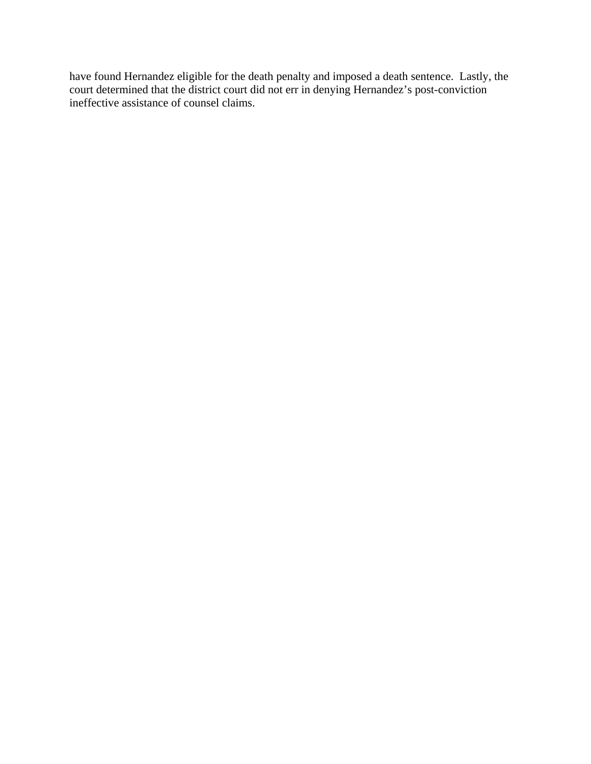have found Hernandez eligible for the death penalty and imposed a death sentence. Lastly, the court determined that the district court did not err in denying Hernandez's post-conviction ineffective assistance of counsel claims.